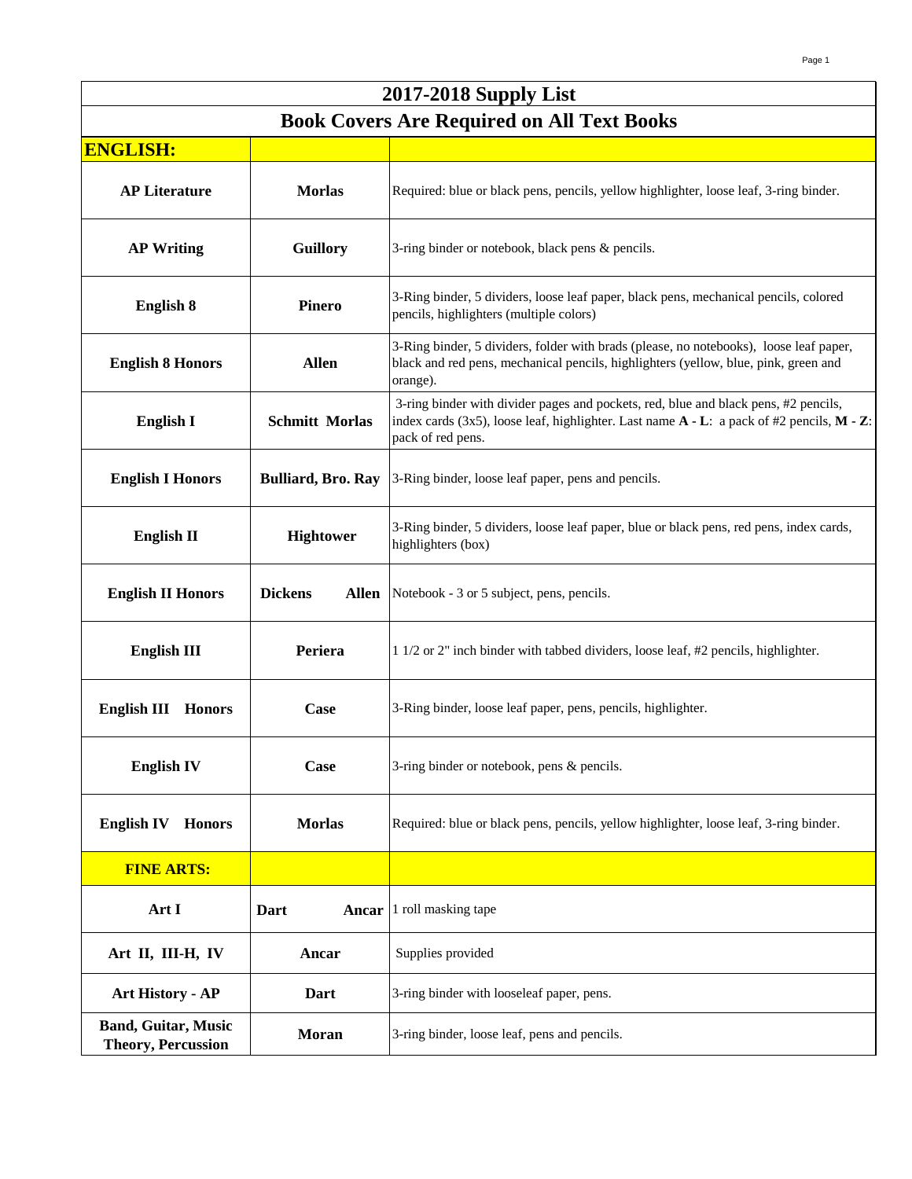# 2017-2018 Supply List

## Book Covers Are Required on All Text Books

| **ENGLISH:** | | |
|---|---|---|
| **AP Literature** | **Morlas** | Required: blue or black pens, pencils, yellow highlighter, loose leaf, 3-ring binder. |
| **AP Writing** | **Guillory** | 3-ring binder or notebook, black pens & pencils. |
| **English 8** | **Pinero** | 3-Ring binder, 5 dividers, loose leaf paper, black pens, mechanical pencils, colored pencils, highlighters (multiple colors) |
| **English 8 Honors** | **Allen** | 3-Ring binder, 5 dividers, folder with brads (please, no notebooks), loose leaf paper, black and red pens, mechanical pencils, highlighters (yellow, blue, pink, green and orange). |
| **English I** | **Schmitt Morlas** | 3-ring binder with divider pages and pockets, red, blue and black pens, #2 pencils, index cards (3x5), loose leaf, highlighter. Last name **A - L**: a pack of #2 pencils, **M - Z**: pack of red pens. |
| **English I Honors** | **Bulliard, Bro. Ray** | 3-Ring binder, loose leaf paper, pens and pencils. |
| **English II** | **Hightower** | 3-Ring binder, 5 dividers, loose leaf paper, blue or black pens, red pens, index cards, highlighters (box) |
| **English II Honors** | **Dickens Allen** | Notebook - 3 or 5 subject, pens, pencils. |
| **English III** | **Periera** | 1 1/2 or 2" inch binder with tabbed dividers, loose leaf, #2 pencils, highlighter. |
| **English III Honors** | **Case** | 3-Ring binder, loose leaf paper, pens, pencils, highlighter. |
| **English IV** | **Case** | 3-ring binder or notebook, pens & pencils. |
| **English IV Honors** | **Morlas** | Required: blue or black pens, pencils, yellow highlighter, loose leaf, 3-ring binder. |
| **FINE ARTS:** | | |
| **Art I** | **Dart Ancar** | 1 roll masking tape |
| **Art II, III-H, IV** | **Ancar** | Supplies provided |
| **Art History - AP** | **Dart** | 3-ring binder with looseleaf paper, pens. |
| **Band, Guitar, Music Theory, Percussion** | **Moran** | 3-ring binder, loose leaf, pens and pencils. |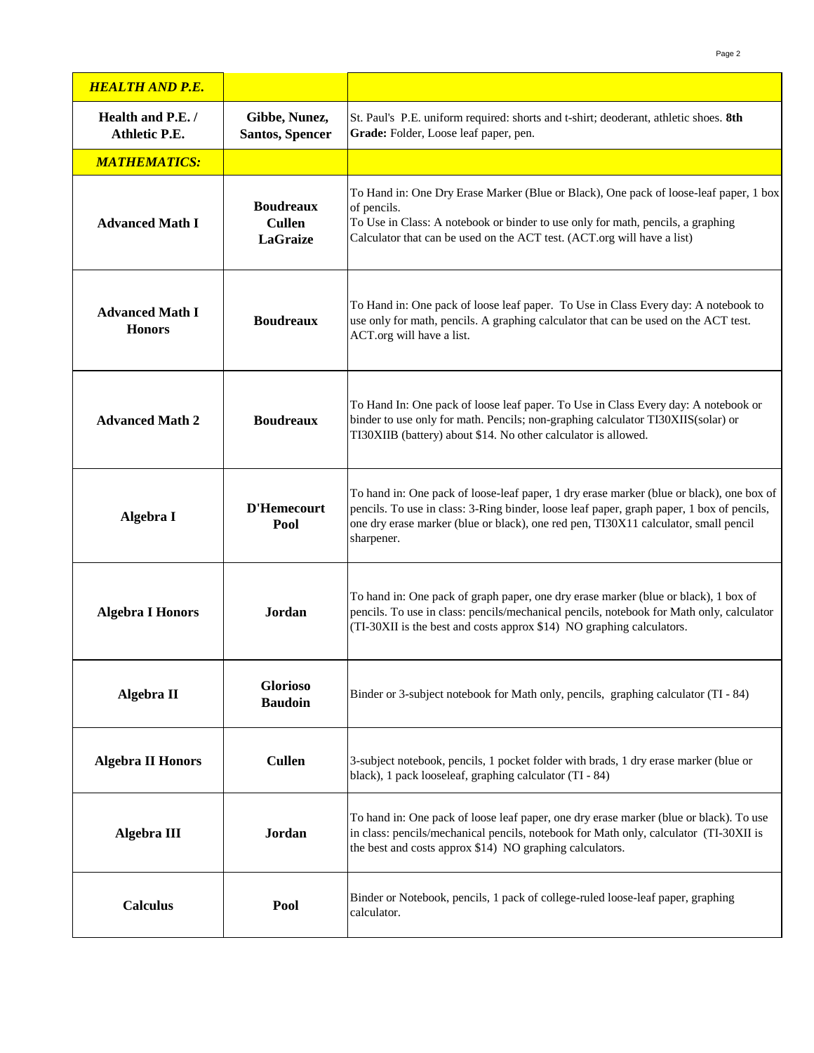| *HEALTH AND P.E.* | | |
|---|---|---|
| **Health and P.E. / Athletic P.E.** | **Gibbe, Nunez, Santos, Spencer** | St. Paul's P.E. uniform required: shorts and t-shirt; deoderant, athletic shoes. **8th Grade:** Folder, Loose leaf paper, pen. |
| ***MATHEMATICS:*** | | |
| **Advanced Math I** | **Boudreaux Cullen LaGraize** | To Hand in: One Dry Erase Marker (Blue or Black), One pack of loose-leaf paper, 1 box of pencils.<br>To Use in Class: A notebook or binder to use only for math, pencils, a graphing Calculator that can be used on the ACT test. (ACT.org will have a list) |
| **Advanced Math I Honors** | **Boudreaux** | To Hand in: One pack of loose leaf paper. To Use in Class Every day: A notebook to use only for math, pencils. A graphing calculator that can be used on the ACT test. ACT.org will have a list. |
| **Advanced Math 2** | **Boudreaux** | To Hand In: One pack of loose leaf paper. To Use in Class Every day: A notebook or binder to use only for math. Pencils; non-graphing calculator TI30XIIS(solar) or TI30XIIB (battery) about $14. No other calculator is allowed. |
| **Algebra I** | **D'Hemecourt Pool** | To hand in: One pack of loose-leaf paper, 1 dry erase marker (blue or black), one box of pencils. To use in class: 3-Ring binder, loose leaf paper, graph paper, 1 box of pencils, one dry erase marker (blue or black), one red pen, TI30X11 calculator, small pencil sharpener. |
| **Algebra I Honors** | **Jordan** | To hand in: One pack of graph paper, one dry erase marker (blue or black), 1 box of pencils. To use in class: pencils/mechanical pencils, notebook for Math only, calculator (TI-30XII is the best and costs approx $14) NO graphing calculators. |
| **Algebra II** | **Glorioso Baudoin** | Binder or 3-subject notebook for Math only, pencils, graphing calculator (TI - 84) |
| **Algebra II Honors** | **Cullen** | 3-subject notebook, pencils, 1 pocket folder with brads, 1 dry erase marker (blue or black), 1 pack looseleaf, graphing calculator (TI - 84) |
| **Algebra III** | **Jordan** | To hand in: One pack of loose leaf paper, one dry erase marker (blue or black). To use in class: pencils/mechanical pencils, notebook for Math only, calculator (TI-30XII is the best and costs approx $14) NO graphing calculators. |
| **Calculus** | **Pool** | Binder or Notebook, pencils, 1 pack of college-ruled loose-leaf paper, graphing calculator. |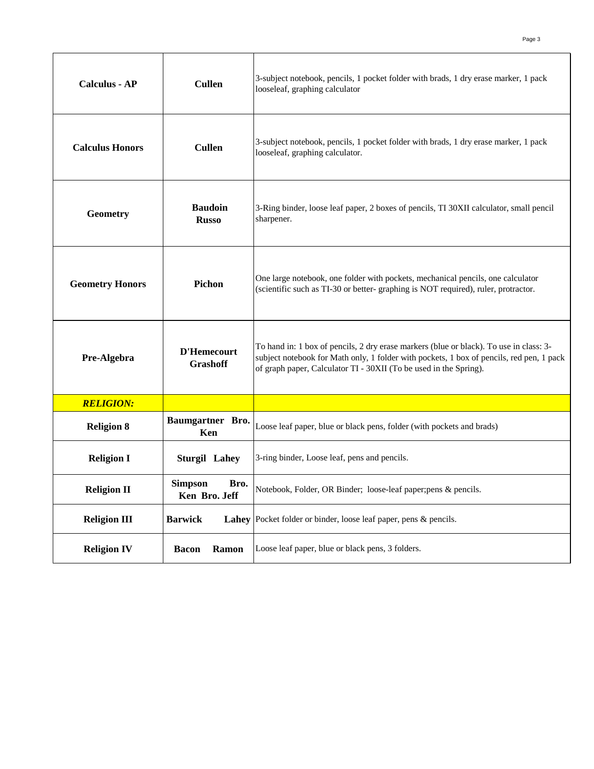| | | |
|---|---|---|
| **Calculus - AP** | **Cullen** | 3-subject notebook, pencils, 1 pocket folder with brads, 1 dry erase marker, 1 pack looseleaf, graphing calculator |
| **Calculus Honors** | **Cullen** | 3-subject notebook, pencils, 1 pocket folder with brads, 1 dry erase marker, 1 pack looseleaf, graphing calculator. |
| **Geometry** | **Baudoin Russo** | 3-Ring binder, loose leaf paper, 2 boxes of pencils, TI 30XII calculator, small pencil sharpener. |
| **Geometry Honors** | **Pichon** | One large notebook, one folder with pockets, mechanical pencils, one calculator (scientific such as TI-30 or better- graphing is NOT required), ruler, protractor. |
| **Pre-Algebra** | **D'Hemecourt Grashoff** | To hand in: 1 box of pencils, 2 dry erase markers (blue or black). To use in class: 3-subject notebook for Math only, 1 folder with pockets, 1 box of pencils, red pen, 1 pack of graph paper, Calculator TI - 30XII (To be used in the Spring). |
| ***RELIGION:*** | | |
| **Religion 8** | **Baumgartner Bro. Ken** | Loose leaf paper, blue or black pens, folder (with pockets and brads) |
| **Religion I** | **Sturgil Lahey** | 3-ring binder, Loose leaf, pens and pencils. |
| **Religion II** | **Simpson Bro. Ken Bro. Jeff** | Notebook, Folder, OR Binder; loose-leaf paper;pens & pencils. |
| **Religion III** | **Barwick Lahey** | Pocket folder or binder, loose leaf paper, pens & pencils. |
| **Religion IV** | **Bacon Ramon** | Loose leaf paper, blue or black pens, 3 folders. |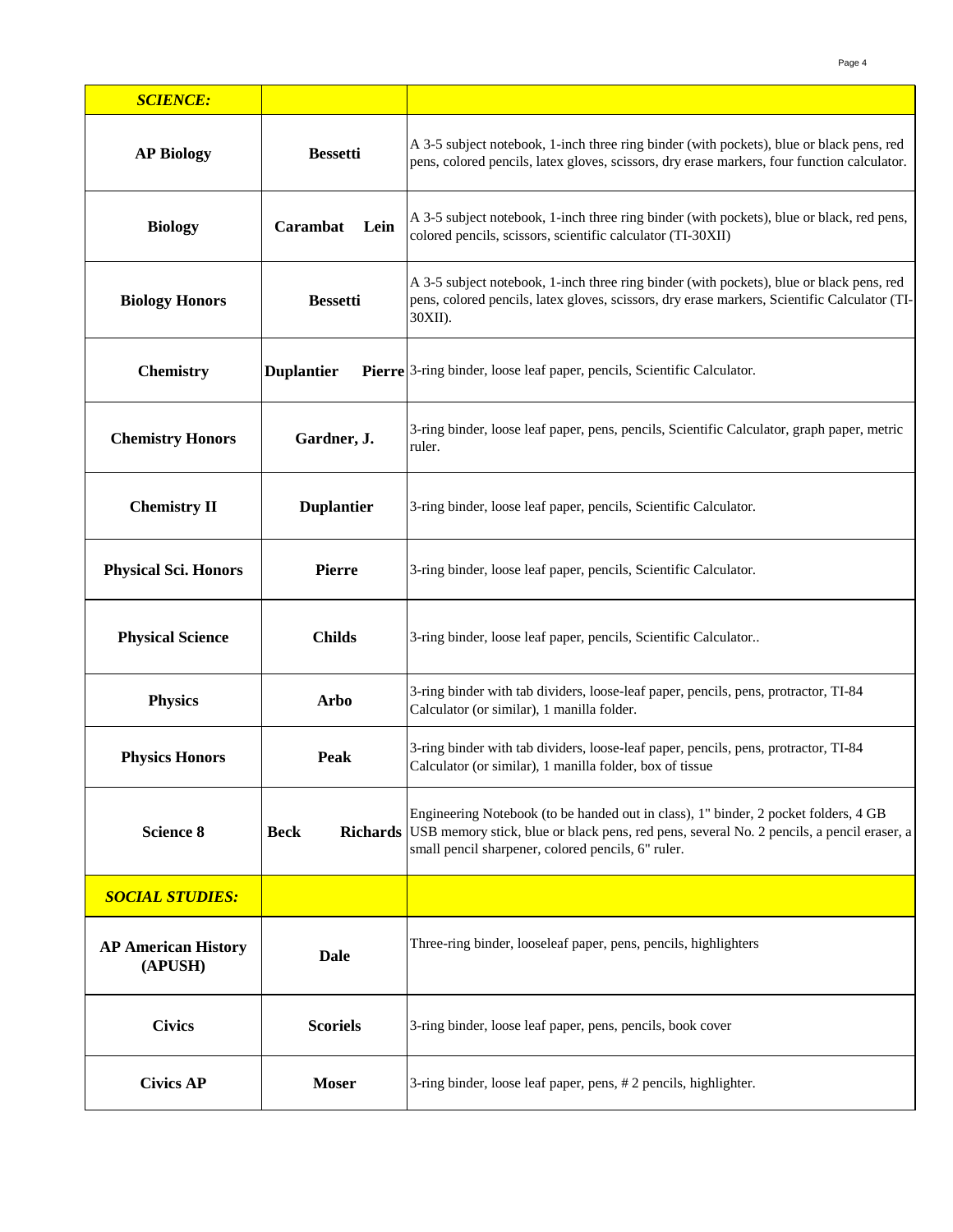| *SCIENCE:* | | |
|---|---|---|
| **AP Biology** | **Bessetti** | A 3-5 subject notebook, 1-inch three ring binder (with pockets), blue or black pens, red pens, colored pencils, latex gloves, scissors, dry erase markers, four function calculator. |
| **Biology** | **Carambat Lein** | A 3-5 subject notebook, 1-inch three ring binder (with pockets), blue or black, red pens, colored pencils, scissors, scientific calculator (TI-30XII) |
| **Biology Honors** | **Bessetti** | A 3-5 subject notebook, 1-inch three ring binder (with pockets), blue or black pens, red pens, colored pencils, latex gloves, scissors, dry erase markers, Scientific Calculator (TI-30XII). |
| **Chemistry** | **Duplantier Pierre** | 3-ring binder, loose leaf paper, pencils, Scientific Calculator. |
| **Chemistry Honors** | **Gardner, J.** | 3-ring binder, loose leaf paper, pens, pencils, Scientific Calculator, graph paper, metric ruler. |
| **Chemistry II** | **Duplantier** | 3-ring binder, loose leaf paper, pencils, Scientific Calculator. |
| **Physical Sci. Honors** | **Pierre** | 3-ring binder, loose leaf paper, pencils, Scientific Calculator. |
| **Physical Science** | **Childs** | 3-ring binder, loose leaf paper, pencils, Scientific Calculator.. |
| **Physics** | **Arbo** | 3-ring binder with tab dividers, loose-leaf paper, pencils, pens, protractor, TI-84 Calculator (or similar), 1 manilla folder. |
| **Physics Honors** | **Peak** | 3-ring binder with tab dividers, loose-leaf paper, pencils, pens, protractor, TI-84 Calculator (or similar), 1 manilla folder, box of tissue |
| **Science 8** | **Beck Richards** | Engineering Notebook (to be handed out in class), 1" binder, 2 pocket folders, 4 GB USB memory stick, blue or black pens, red pens, several No. 2 pencils, a pencil eraser, a small pencil sharpener, colored pencils, 6" ruler. |
| *SOCIAL STUDIES:* | | |
| **AP American History (APUSH)** | **Dale** | Three-ring binder, looseleaf paper, pens, pencils, highlighters |
| **Civics** | **Scoriels** | 3-ring binder, loose leaf paper, pens, pencils, book cover |
| **Civics AP** | **Moser** | 3-ring binder, loose leaf paper, pens, # 2 pencils, highlighter. |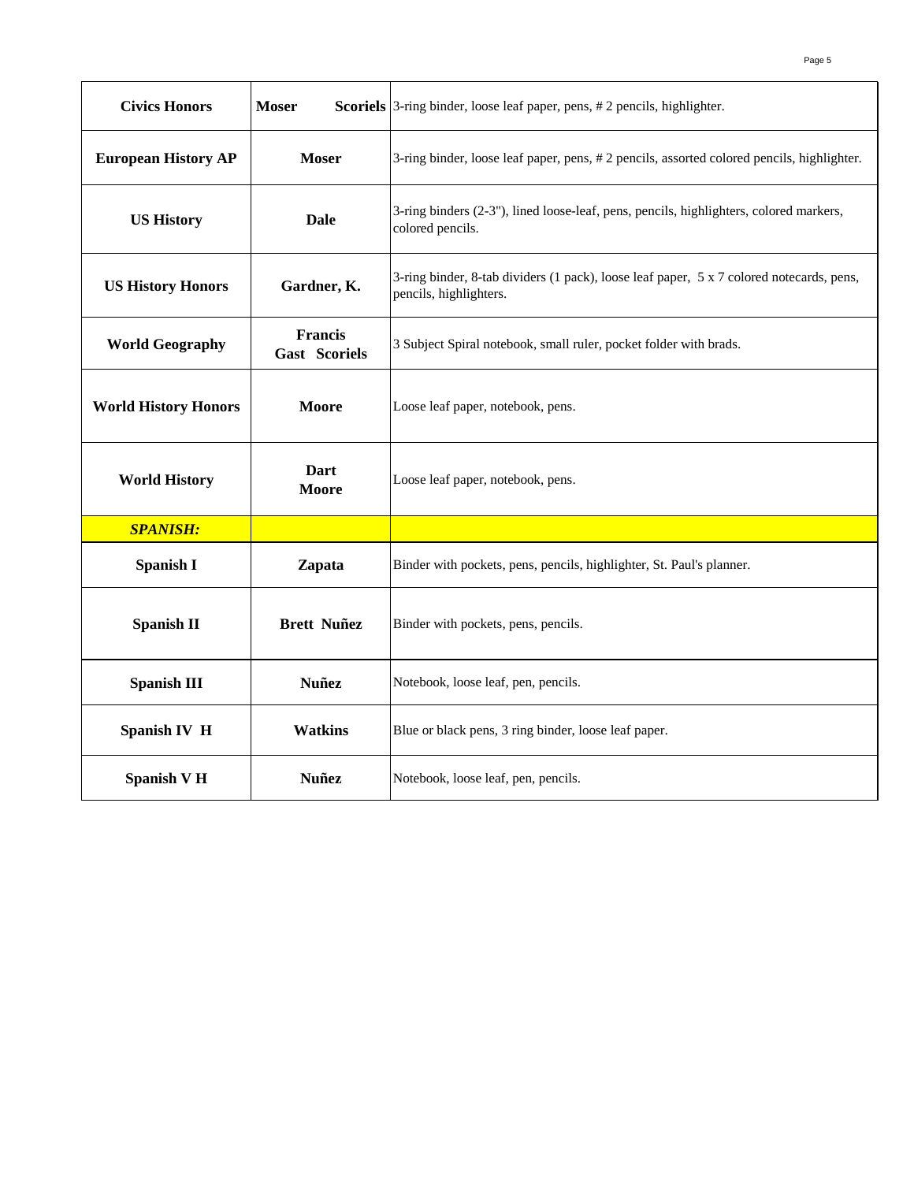| | | |
|---|---|---|
| **Civics Honors** | **Moser Scoriels** | 3-ring binder, loose leaf paper, pens, # 2 pencils, highlighter. |
| **European History AP** | **Moser** | 3-ring binder, loose leaf paper, pens, # 2 pencils, assorted colored pencils, highlighter. |
| **US History** | **Dale** | 3-ring binders (2-3"), lined loose-leaf, pens, pencils, highlighters, colored markers, colored pencils. |
| **US History Honors** | **Gardner, K.** | 3-ring binder, 8-tab dividers (1 pack), loose leaf paper, 5 x 7 colored notecards, pens, pencils, highlighters. |
| **World Geography** | **Francis Gast Scoriels** | 3 Subject Spiral notebook, small ruler, pocket folder with brads. |
| **World History Honors** | **Moore** | Loose leaf paper, notebook, pens. |
| **World History** | **Dart Moore** | Loose leaf paper, notebook, pens. |
| ***SPANISH:*** | | |
| **Spanish I** | **Zapata** | Binder with pockets, pens, pencils, highlighter, St. Paul's planner. |
| **Spanish II** | **Brett Nuñez** | Binder with pockets, pens, pencils. |
| **Spanish III** | **Nuñez** | Notebook, loose leaf, pen, pencils. |
| **Spanish IV H** | **Watkins** | Blue or black pens, 3 ring binder, loose leaf paper. |
| **Spanish V H** | **Nuñez** | Notebook, loose leaf, pen, pencils. |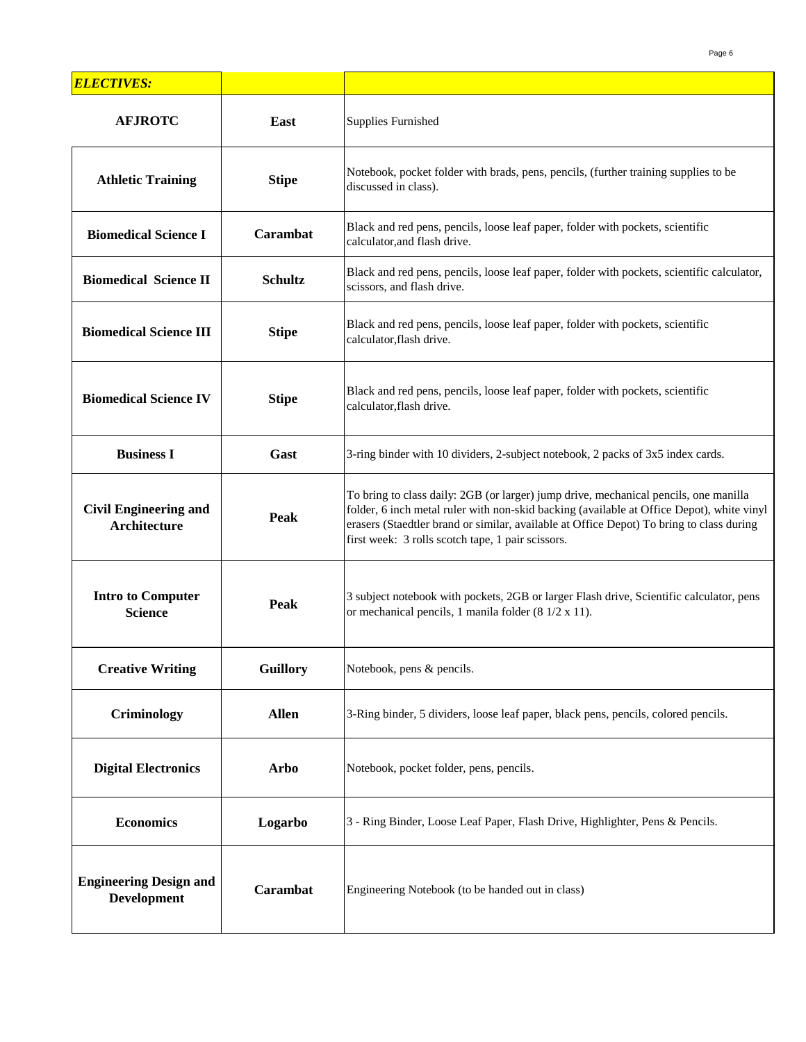| *ELECTIVES:* | | |
|---|---|---|
| **AFJROTC** | **East** | Supplies Furnished |
| **Athletic Training** | **Stipe** | Notebook, pocket folder with brads, pens, pencils, (further training supplies to be discussed in class). |
| **Biomedical Science I** | **Carambat** | Black and red pens, pencils, loose leaf paper, folder with pockets, scientific calculator,and flash drive. |
| **Biomedical Science II** | **Schultz** | Black and red pens, pencils, loose leaf paper, folder with pockets, scientific calculator, scissors, and flash drive. |
| **Biomedical Science III** | **Stipe** | Black and red pens, pencils, loose leaf paper, folder with pockets, scientific calculator,flash drive. |
| **Biomedical Science IV** | **Stipe** | Black and red pens, pencils, loose leaf paper, folder with pockets, scientific calculator,flash drive. |
| **Business I** | **Gast** | 3-ring binder with 10 dividers, 2-subject notebook, 2 packs of 3x5 index cards. |
| **Civil Engineering and Architecture** | **Peak** | To bring to class daily: 2GB (or larger) jump drive, mechanical pencils, one manilla folder, 6 inch metal ruler with non-skid backing (available at Office Depot), white vinyl erasers (Staedtler brand or similar, available at Office Depot) To bring to class during first week: 3 rolls scotch tape, 1 pair scissors. |
| **Intro to Computer Science** | **Peak** | 3 subject notebook with pockets, 2GB or larger Flash drive, Scientific calculator, pens or mechanical pencils, 1 manila folder (8 1/2 x 11). |
| **Creative Writing** | **Guillory** | Notebook, pens & pencils. |
| **Criminology** | **Allen** | 3-Ring binder, 5 dividers, loose leaf paper, black pens, pencils, colored pencils. |
| **Digital Electronics** | **Arbo** | Notebook, pocket folder, pens, pencils. |
| **Economics** | **Logarbo** | 3 - Ring Binder, Loose Leaf Paper, Flash Drive, Highlighter, Pens & Pencils. |
| **Engineering Design and Development** | **Carambat** | Engineering Notebook (to be handed out in class) |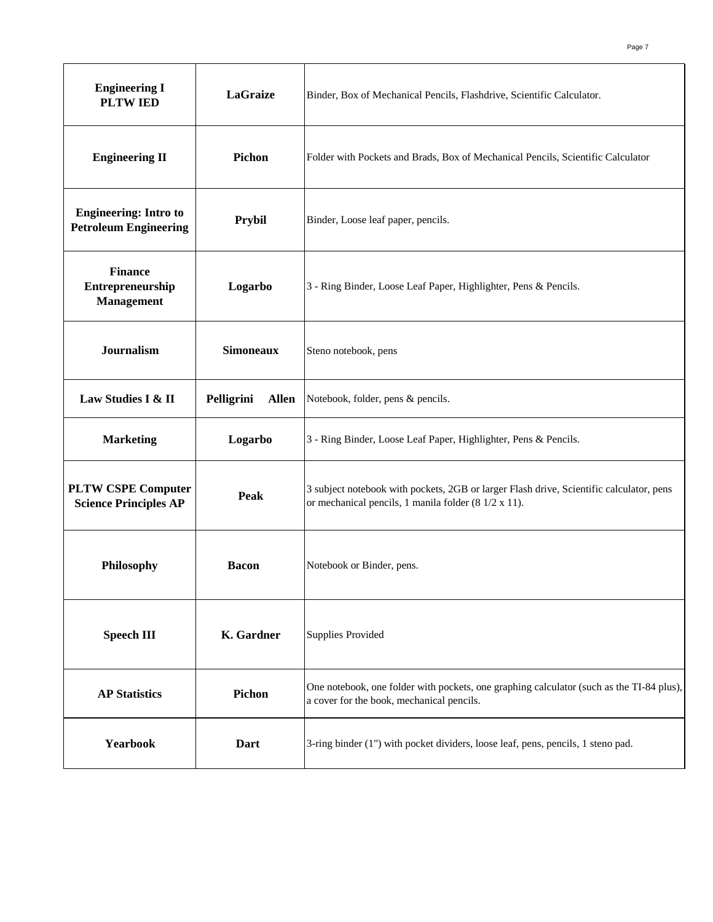| | | |
|---|---|---|
| **Engineering I PLTW IED** | **LaGraize** | Binder, Box of Mechanical Pencils, Flashdrive, Scientific Calculator. |
| **Engineering II** | **Pichon** | Folder with Pockets and Brads, Box of Mechanical Pencils, Scientific Calculator |
| **Engineering: Intro to Petroleum Engineering** | **Prybil** | Binder, Loose leaf paper, pencils. |
| **Finance Entrepreneurship Management** | **Logarbo** | 3 - Ring Binder, Loose Leaf Paper, Highlighter, Pens & Pencils. |
| **Journalism** | **Simoneaux** | Steno notebook, pens |
| **Law Studies I & II** | **Pelligrini Allen** | Notebook, folder, pens & pencils. |
| **Marketing** | **Logarbo** | 3 - Ring Binder, Loose Leaf Paper, Highlighter, Pens & Pencils. |
| **PLTW CSPE Computer Science Principles AP** | **Peak** | 3 subject notebook with pockets, 2GB or larger Flash drive, Scientific calculator, pens or mechanical pencils, 1 manila folder (8 1/2 x 11). |
| **Philosophy** | **Bacon** | Notebook or Binder, pens. |
| **Speech III** | **K. Gardner** | Supplies Provided |
| **AP Statistics** | **Pichon** | One notebook, one folder with pockets, one graphing calculator (such as the TI-84 plus), a cover for the book, mechanical pencils. |
| **Yearbook** | **Dart** | 3-ring binder (1") with pocket dividers, loose leaf, pens, pencils, 1 steno pad. |